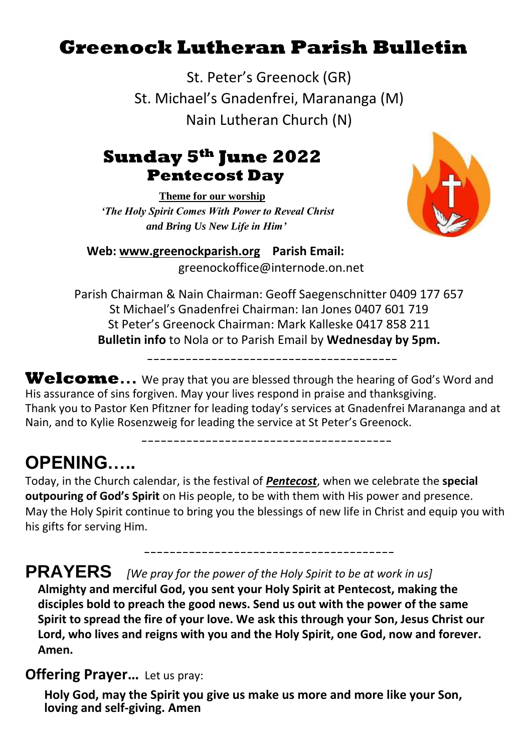# Greenock Lutheran Parish Bulletin

St. Peter's Greenock (GR)
St. Michael's Gnadenfrei, Marananga (M)
Nain Lutheran Church (N)

## Sunday 5th June 2022
## Pentecost Day

**Theme for our worship**

***'The Holy Spirit Comes With Power to Reveal Christ and Bring Us New Life in Him'***

**Web: www.greenockparish.org** **Parish Email:** greenockoffice@internode.on.net

Parish Chairman & Nain Chairman: Geoff Saegenschnitter 0409 177 657
St Michael's Gnadenfrei Chairman: Ian Jones 0407 601 719
St Peter's Greenock Chairman: Mark Kalleske 0417 858 211
**Bulletin info** to Nola or to Parish Email by **Wednesday by 5pm.**

---

**Welcome...** We pray that you are blessed through the hearing of God's Word and His assurance of sins forgiven. May your lives respond in praise and thanksgiving. Thank you to Pastor Ken Pfitzner for leading today's services at Gnadenfrei Marananga and at Nain, and to Kylie Rosenzweig for leading the service at St Peter's Greenock.

---

## OPENING…..

Today, in the Church calendar, is the festival of ***Pentecost***, when we celebrate the **special outpouring of God's Spirit** on His people, to be with them with His power and presence. May the Holy Spirit continue to bring you the blessings of new life in Christ and equip you with his gifts for serving Him.

---

## PRAYERS *[We pray for the power of the Holy Spirit to be at work in us]*

**Almighty and merciful God, you sent your Holy Spirit at Pentecost, making the disciples bold to preach the good news. Send us out with the power of the same Spirit to spread the fire of your love. We ask this through your Son, Jesus Christ our Lord, who lives and reigns with you and the Holy Spirit, one God, now and forever. Amen.**

### Offering Prayer… Let us pray:

**Holy God, may the Spirit you give us make us more and more like your Son, loving and self-giving. Amen**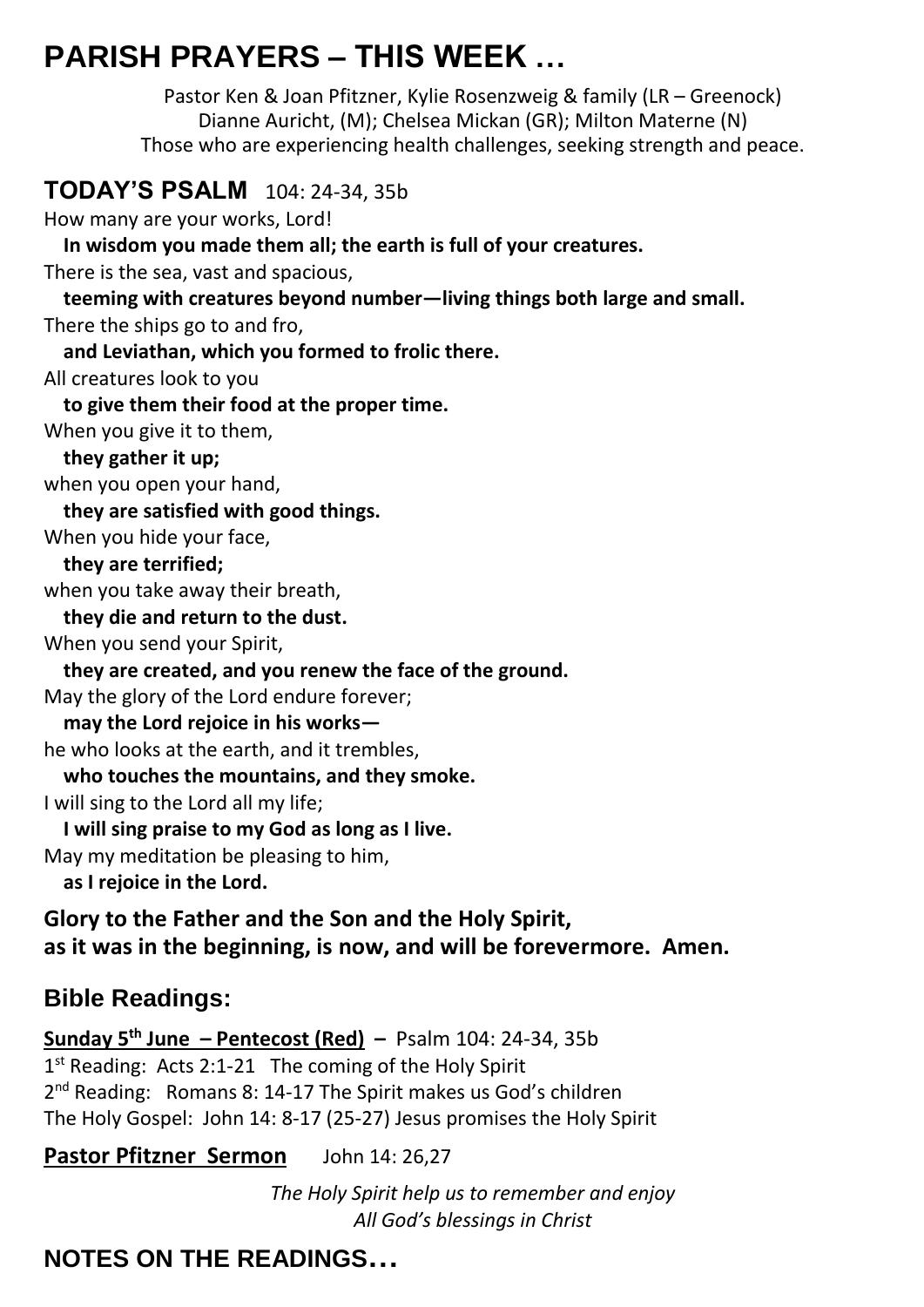# PARISH PRAYERS – THIS WEEK …

Pastor Ken & Joan Pfitzner, Kylie Rosenzweig & family (LR – Greenock)
Dianne Auricht, (M); Chelsea Mickan (GR); Milton Materne (N)
Those who are experiencing health challenges, seeking strength and peace.

## TODAY'S PSALM 104: 24-34, 35b

How many are your works, Lord!
**In wisdom you made them all; the earth is full of your creatures.**
There is the sea, vast and spacious,
**teeming with creatures beyond number—living things both large and small.**
There the ships go to and fro,
**and Leviathan, which you formed to frolic there.**
All creatures look to you
**to give them their food at the proper time.**
When you give it to them,
**they gather it up;**
when you open your hand,
**they are satisfied with good things.**
When you hide your face,
**they are terrified;**
when you take away their breath,
**they die and return to the dust.**
When you send your Spirit,
**they are created, and you renew the face of the ground.**
May the glory of the Lord endure forever;
**may the Lord rejoice in his works—**
he who looks at the earth, and it trembles,
**who touches the mountains, and they smoke.**
I will sing to the Lord all my life;
**I will sing praise to my God as long as I live.**
May my meditation be pleasing to him,
**as I rejoice in the Lord.**

**Glory to the Father and the Son and the Holy Spirit,
as it was in the beginning, is now, and will be forevermore. Amen.**

## Bible Readings:

**Sunday 5th June – Pentecost (Red) –** Psalm 104: 24-34, 35b
1st Reading: Acts 2:1-21 The coming of the Holy Spirit
2nd Reading: Romans 8: 14-17 The Spirit makes us God's children
The Holy Gospel: John 14: 8-17 (25-27) Jesus promises the Holy Spirit

**Pastor Pfitzner Sermon** John 14: 26,27

*The Holy Spirit help us to remember and enjoy
All God's blessings in Christ*

## NOTES ON THE READINGS…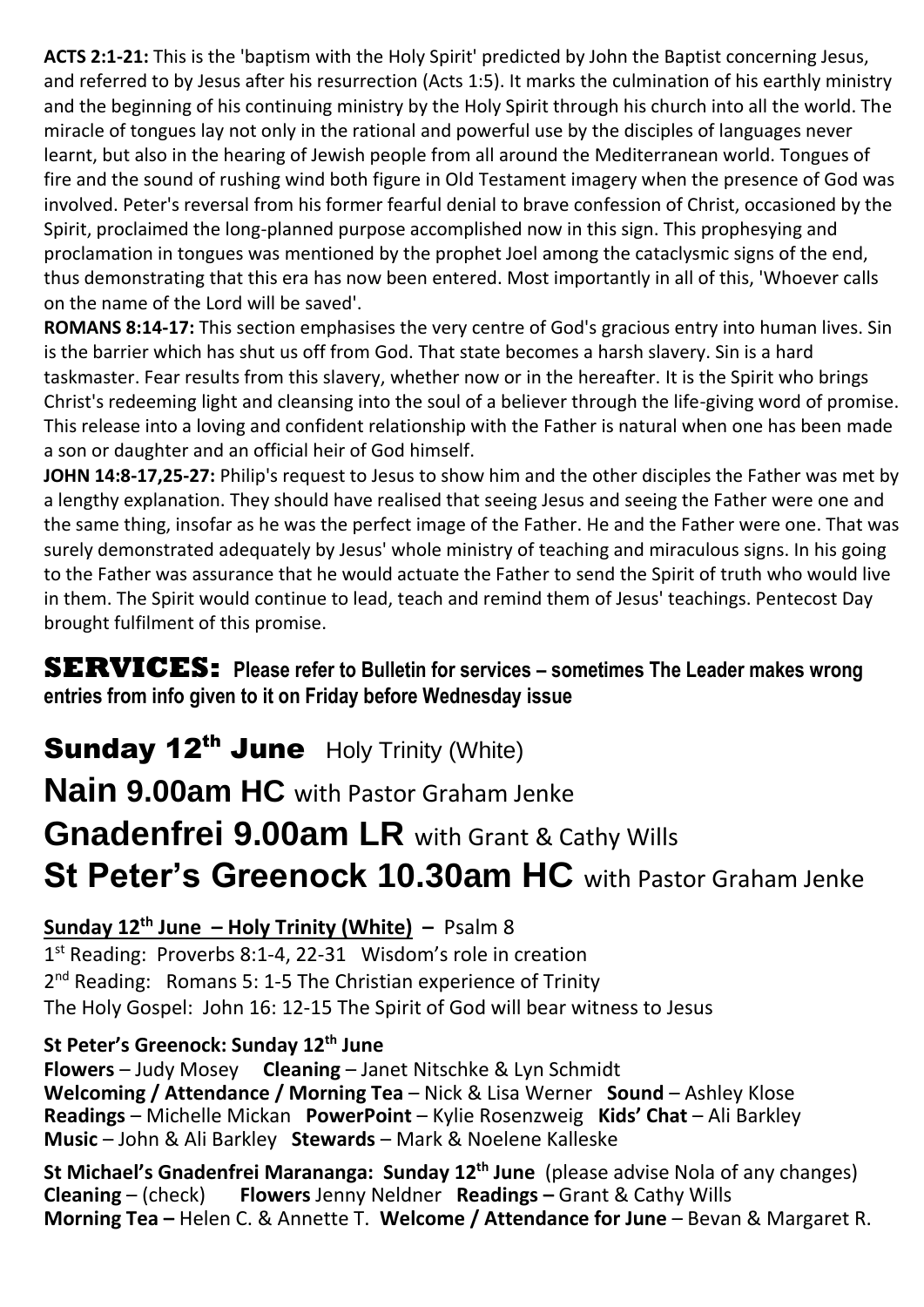**ACTS 2:1-21:** This is the 'baptism with the Holy Spirit' predicted by John the Baptist concerning Jesus, and referred to by Jesus after his resurrection (Acts 1:5). It marks the culmination of his earthly ministry and the beginning of his continuing ministry by the Holy Spirit through his church into all the world. The miracle of tongues lay not only in the rational and powerful use by the disciples of languages never learnt, but also in the hearing of Jewish people from all around the Mediterranean world. Tongues of fire and the sound of rushing wind both figure in Old Testament imagery when the presence of God was involved. Peter's reversal from his former fearful denial to brave confession of Christ, occasioned by the Spirit, proclaimed the long-planned purpose accomplished now in this sign. This prophesying and proclamation in tongues was mentioned by the prophet Joel among the cataclysmic signs of the end, thus demonstrating that this era has now been entered. Most importantly in all of this, 'Whoever calls on the name of the Lord will be saved'.

**ROMANS 8:14-17:** This section emphasises the very centre of God's gracious entry into human lives. Sin is the barrier which has shut us off from God. That state becomes a harsh slavery. Sin is a hard taskmaster. Fear results from this slavery, whether now or in the hereafter. It is the Spirit who brings Christ's redeeming light and cleansing into the soul of a believer through the life-giving word of promise. This release into a loving and confident relationship with the Father is natural when one has been made a son or daughter and an official heir of God himself.

**JOHN 14:8-17,25-27:** Philip's request to Jesus to show him and the other disciples the Father was met by a lengthy explanation. They should have realised that seeing Jesus and seeing the Father were one and the same thing, insofar as he was the perfect image of the Father. He and the Father were one. That was surely demonstrated adequately by Jesus' whole ministry of teaching and miraculous signs. In his going to the Father was assurance that he would actuate the Father to send the Spirit of truth who would live in them. The Spirit would continue to lead, teach and remind them of Jesus' teachings. Pentecost Day brought fulfilment of this promise.

## SERVICES: **Please refer to Bulletin for services – sometimes The Leader makes wrong entries from info given to it on Friday before Wednesday issue**

## Sunday 12th June Holy Trinity (White)

## Nain 9.00am HC with Pastor Graham Jenke

## Gnadenfrei 9.00am LR with Grant & Cathy Wills

## St Peter's Greenock 10.30am HC with Pastor Graham Jenke

**Sunday 12th June – Holy Trinity (White) –** Psalm 8

1st Reading: Proverbs 8:1-4, 22-31 Wisdom's role in creation

2nd Reading: Romans 5: 1-5 The Christian experience of Trinity

The Holy Gospel: John 16: 12-15 The Spirit of God will bear witness to Jesus

**St Peter's Greenock: Sunday 12th June**

**Flowers** – Judy Mosey **Cleaning** – Janet Nitschke & Lyn Schmidt

**Welcoming / Attendance / Morning Tea** – Nick & Lisa Werner **Sound** – Ashley Klose

**Readings** – Michelle Mickan **PowerPoint** – Kylie Rosenzweig **Kids' Chat** – Ali Barkley

**Music** – John & Ali Barkley **Stewards** – Mark & Noelene Kalleske

**St Michael's Gnadenfrei Marananga: Sunday 12th June** (please advise Nola of any changes)

**Cleaning** – (check) **Flowers** Jenny Neldner **Readings –** Grant & Cathy Wills

**Morning Tea –** Helen C. & Annette T. **Welcome / Attendance for June** – Bevan & Margaret R.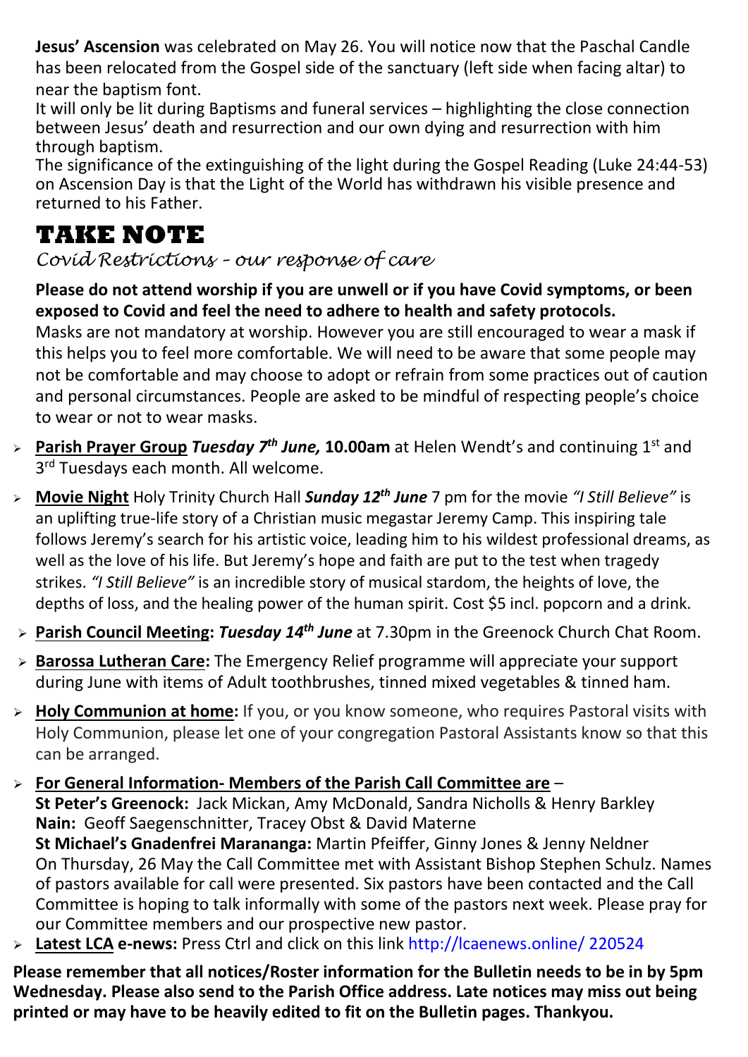**Jesus' Ascension** was celebrated on May 26. You will notice now that the Paschal Candle has been relocated from the Gospel side of the sanctuary (left side when facing altar) to near the baptism font.
It will only be lit during Baptisms and funeral services – highlighting the close connection between Jesus' death and resurrection and our own dying and resurrection with him through baptism.
The significance of the extinguishing of the light during the Gospel Reading (Luke 24:44-53) on Ascension Day is that the Light of the World has withdrawn his visible presence and returned to his Father.

# TAKE NOTE

*Covid Restrictions – our response of care*

**Please do not attend worship if you are unwell or if you have Covid symptoms, or been exposed to Covid and feel the need to adhere to health and safety protocols.**
Masks are not mandatory at worship. However you are still encouraged to wear a mask if this helps you to feel more comfortable. We will need to be aware that some people may not be comfortable and may choose to adopt or refrain from some practices out of caution and personal circumstances. People are asked to be mindful of respecting people's choice to wear or not to wear masks.

- **Parish Prayer Group** ***Tuesday 7th June,*** **10.00am** at Helen Wendt's and continuing 1st and 3rd Tuesdays each month. All welcome.
- **Movie Night** Holy Trinity Church Hall ***Sunday 12th June*** 7 pm for the movie *"I Still Believe"* is an uplifting true-life story of a Christian music megastar Jeremy Camp. This inspiring tale follows Jeremy's search for his artistic voice, leading him to his wildest professional dreams, as well as the love of his life. But Jeremy's hope and faith are put to the test when tragedy strikes. *"I Still Believe"* is an incredible story of musical stardom, the heights of love, the depths of loss, and the healing power of the human spirit. Cost $5 incl. popcorn and a drink.
- **Parish Council Meeting:** ***Tuesday 14th June*** at 7.30pm in the Greenock Church Chat Room.
- **Barossa Lutheran Care:** The Emergency Relief programme will appreciate your support during June with items of Adult toothbrushes, tinned mixed vegetables & tinned ham.
- **Holy Communion at home:** If you, or you know someone, who requires Pastoral visits with Holy Communion, please let one of your congregation Pastoral Assistants know so that this can be arranged.
- **For General Information- Members of the Parish Call Committee are** –
  **St Peter's Greenock:** Jack Mickan, Amy McDonald, Sandra Nicholls & Henry Barkley
  **Nain:** Geoff Saegenschnitter, Tracey Obst & David Materne
  **St Michael's Gnadenfrei Marananga:** Martin Pfeiffer, Ginny Jones & Jenny Neldner
  On Thursday, 26 May the Call Committee met with Assistant Bishop Stephen Schulz. Names of pastors available for call were presented. Six pastors have been contacted and the Call Committee is hoping to talk informally with some of the pastors next week. Please pray for our Committee members and our prospective new pastor.
- **Latest LCA e-news:** Press Ctrl and click on this link http://lcaenews.online/ 220524

**Please remember that all notices/Roster information for the Bulletin needs to be in by 5pm Wednesday. Please also send to the Parish Office address. Late notices may miss out being printed or may have to be heavily edited to fit on the Bulletin pages. Thankyou.**